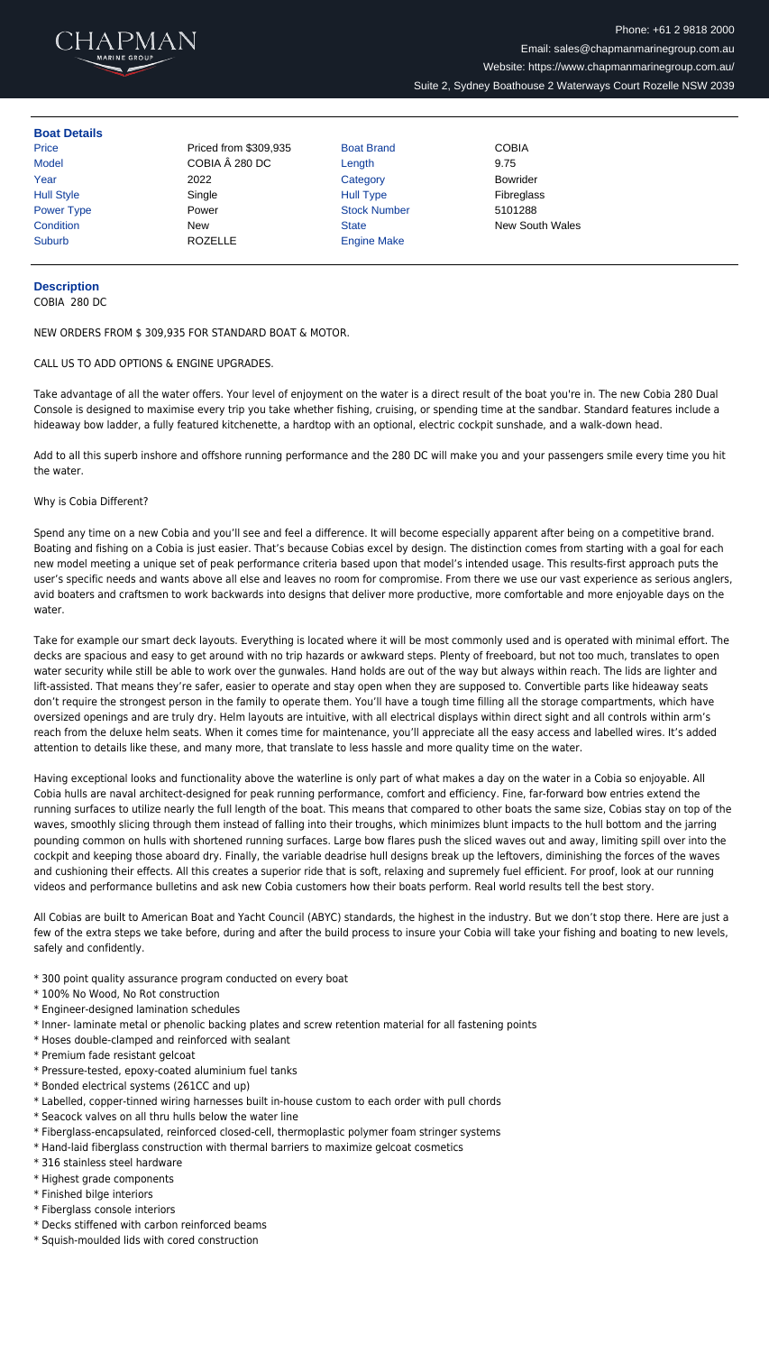CHAPMAN
MARINE GROUP

Phone: +61 2 9818 2000
Email: sales@chapmanmarinegroup.com.au
Website: https://www.chapmanmarinegroup.com.au/
Suite 2, Sydney Boathouse 2 Waterways Court Rozelle NSW 2039

## Boat Details

| | | | |
|---|---|---|---|
| Price | Priced from $309,935 | Boat Brand | COBIA |
| Model | COBIA Â 280 DC | Length | 9.75 |
| Year | 2022 | Category | Bowrider |
| Hull Style | Single | Hull Type | Fibreglass |
| Power Type | Power | Stock Number | 5101288 |
| Condition | New | State | New South Wales |
| Suburb | ROZELLE | Engine Make | |

## Description

COBIA 280 DC

NEW ORDERS FROM $ 309,935 FOR STANDARD BOAT & MOTOR.

CALL US TO ADD OPTIONS & ENGINE UPGRADES.

Take advantage of all the water offers. Your level of enjoyment on the water is a direct result of the boat you're in. The new Cobia 280 Dual Console is designed to maximise every trip you take whether fishing, cruising, or spending time at the sandbar. Standard features include a hideaway bow ladder, a fully featured kitchenette, a hardtop with an optional, electric cockpit sunshade, and a walk-down head.

Add to all this superb inshore and offshore running performance and the 280 DC will make you and your passengers smile every time you hit the water.

Why is Cobia Different?

Spend any time on a new Cobia and you'll see and feel a difference. It will become especially apparent after being on a competitive brand. Boating and fishing on a Cobia is just easier. That's because Cobias excel by design. The distinction comes from starting with a goal for each new model meeting a unique set of peak performance criteria based upon that model's intended usage. This results-first approach puts the user's specific needs and wants above all else and leaves no room for compromise. From there we use our vast experience as serious anglers, avid boaters and craftsmen to work backwards into designs that deliver more productive, more comfortable and more enjoyable days on the water.

Take for example our smart deck layouts. Everything is located where it will be most commonly used and is operated with minimal effort. The decks are spacious and easy to get around with no trip hazards or awkward steps. Plenty of freeboard, but not too much, translates to open water security while still be able to work over the gunwales. Hand holds are out of the way but always within reach. The lids are lighter and lift-assisted. That means they're safer, easier to operate and stay open when they are supposed to. Convertible parts like hideaway seats don't require the strongest person in the family to operate them. You'll have a tough time filling all the storage compartments, which have oversized openings and are truly dry. Helm layouts are intuitive, with all electrical displays within direct sight and all controls within arm's reach from the deluxe helm seats. When it comes time for maintenance, you'll appreciate all the easy access and labelled wires. It's added attention to details like these, and many more, that translate to less hassle and more quality time on the water.

Having exceptional looks and functionality above the waterline is only part of what makes a day on the water in a Cobia so enjoyable. All Cobia hulls are naval architect-designed for peak running performance, comfort and efficiency. Fine, far-forward bow entries extend the running surfaces to utilize nearly the full length of the boat. This means that compared to other boats the same size, Cobias stay on top of the waves, smoothly slicing through them instead of falling into their troughs, which minimizes blunt impacts to the hull bottom and the jarring pounding common on hulls with shortened running surfaces. Large bow flares push the sliced waves out and away, limiting spill over into the cockpit and keeping those aboard dry. Finally, the variable deadrise hull designs break up the leftovers, diminishing the forces of the waves and cushioning their effects. All this creates a superior ride that is soft, relaxing and supremely fuel efficient. For proof, look at our running videos and performance bulletins and ask new Cobia customers how their boats perform. Real world results tell the best story.

All Cobias are built to American Boat and Yacht Council (ABYC) standards, the highest in the industry. But we don't stop there. Here are just a few of the extra steps we take before, during and after the build process to insure your Cobia will take your fishing and boating to new levels, safely and confidently.

* 300 point quality assurance program conducted on every boat
* 100% No Wood, No Rot construction
* Engineer-designed lamination schedules
* Inner- laminate metal or phenolic backing plates and screw retention material for all fastening points
* Hoses double-clamped and reinforced with sealant
* Premium fade resistant gelcoat
* Pressure-tested, epoxy-coated aluminium fuel tanks
* Bonded electrical systems (261CC and up)
* Labelled, copper-tinned wiring harnesses built in-house custom to each order with pull chords
* Seacock valves on all thru hulls below the water line
* Fiberglass-encapsulated, reinforced closed-cell, thermoplastic polymer foam stringer systems
* Hand-laid fiberglass construction with thermal barriers to maximize gelcoat cosmetics
* 316 stainless steel hardware
* Highest grade components
* Finished bilge interiors
* Fiberglass console interiors
* Decks stiffened with carbon reinforced beams
* Squish-moulded lids with cored construction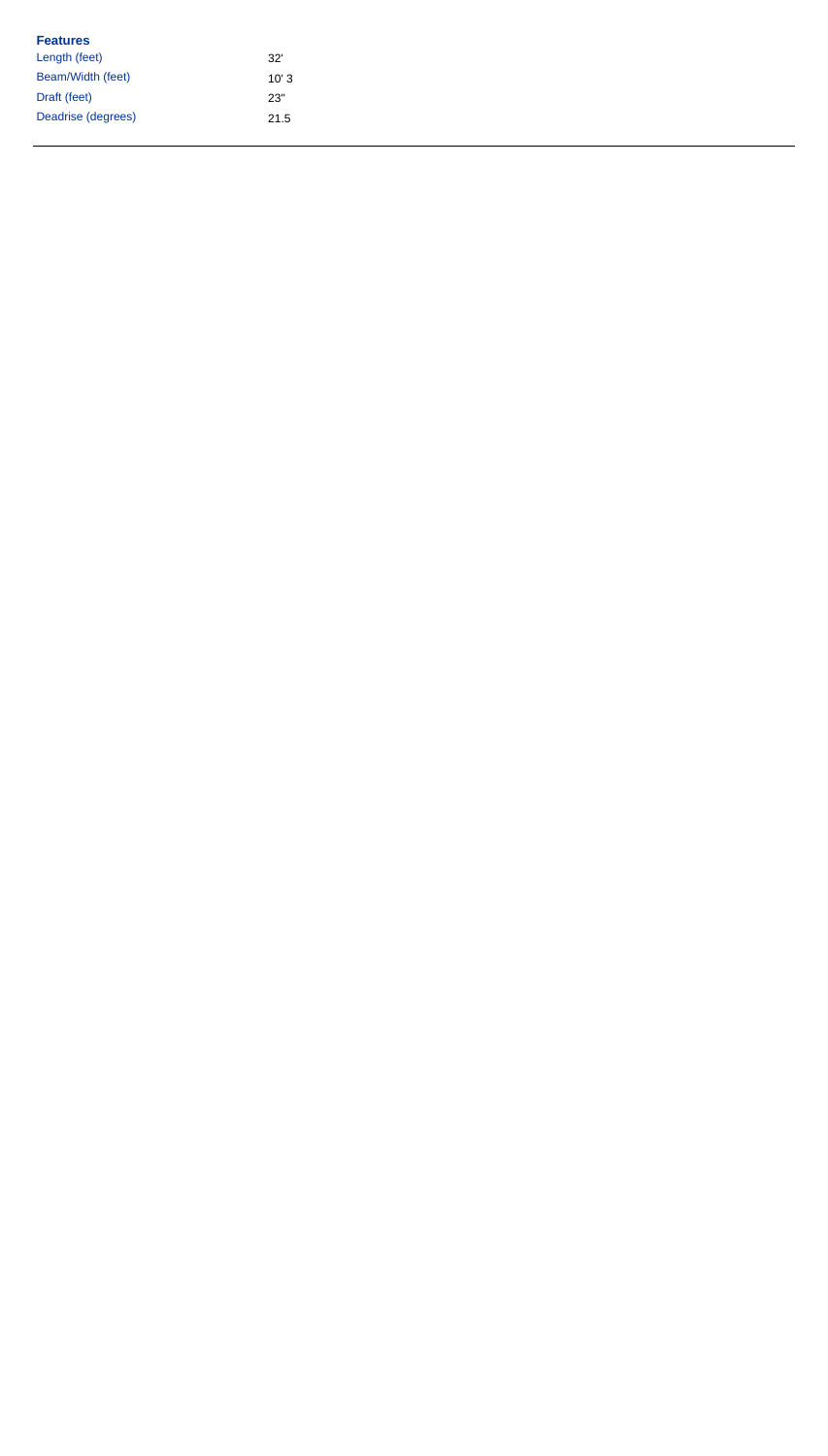**Features**

| | |
|---|---|
| Length (feet) | 32' |
| Beam/Width (feet) | 10' 3 |
| Draft (feet) | 23" |
| Deadrise (degrees) | 21.5 |